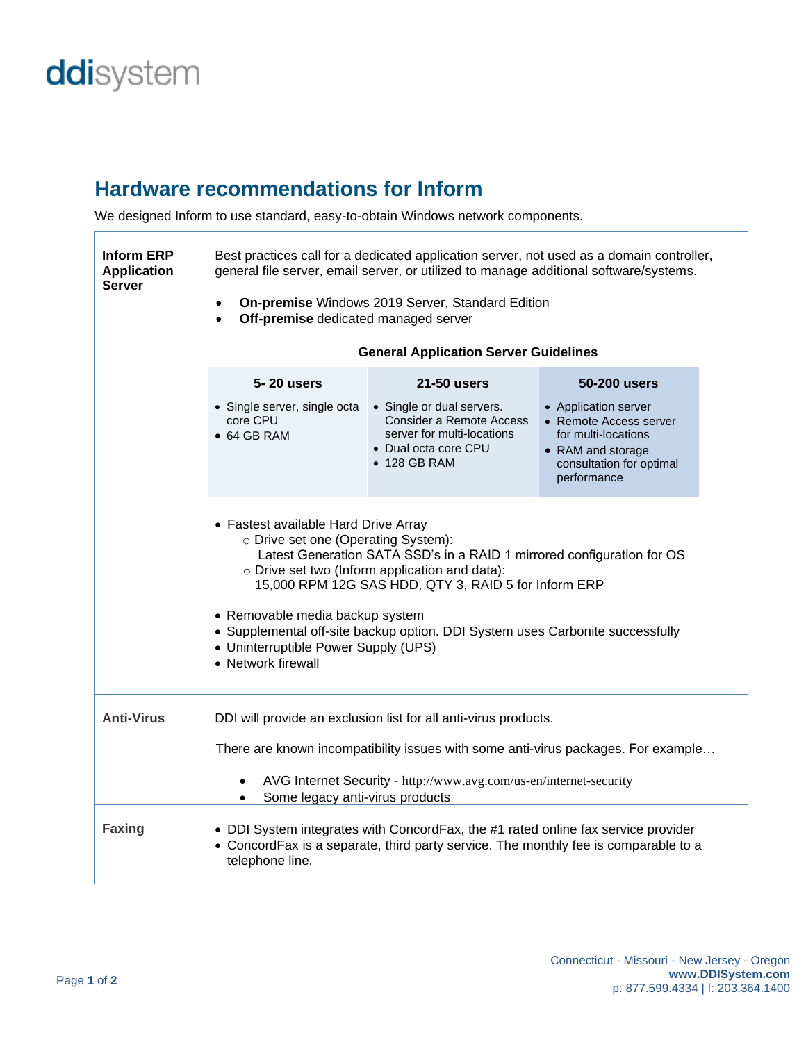ddisystem

# Hardware recommendations for Inform

We designed Inform to use standard, easy-to-obtain Windows network components.

## Inform ERP Application Server

Best practices call for a dedicated application server, not used as a domain controller, general file server, email server, or utilized to manage additional software/systems.

- **On-premise** Windows 2019 Server, Standard Edition
- **Off-premise** dedicated managed server

**General Application Server Guidelines**

| 5- 20 users | 21-50 users | 50-200 users |
| --- | --- | --- |
| • Single server, single octa core CPU<br>• 64 GB RAM | • Single or dual servers. Consider a Remote Access server for multi-locations<br>• Dual octa core CPU<br>• 128 GB RAM | • Application server<br>• Remote Access server for multi-locations<br>• RAM and storage consultation for optimal performance |

- Fastest available Hard Drive Array
  - Drive set one (Operating System):
    Latest Generation SATA SSD's in a RAID 1 mirrored configuration for OS
  - Drive set two (Inform application and data):
    15,000 RPM 12G SAS HDD, QTY 3, RAID 5 for Inform ERP

- Removable media backup system
- Supplemental off-site backup option. DDI System uses Carbonite successfully
- Uninterruptible Power Supply (UPS)
- Network firewall

## Anti-Virus

DDI will provide an exclusion list for all anti-virus products.

There are known incompatibility issues with some anti-virus packages. For example…

- AVG Internet Security - http://www.avg.com/us-en/internet-security
- Some legacy anti-virus products

## Faxing

- DDI System integrates with ConcordFax, the #1 rated online fax service provider
- ConcordFax is a separate, third party service. The monthly fee is comparable to a telephone line.

Connecticut - Missouri - New Jersey - Oregon
**www.DDISystem.com**
p: 877.599.4334 | f: 203.364.1400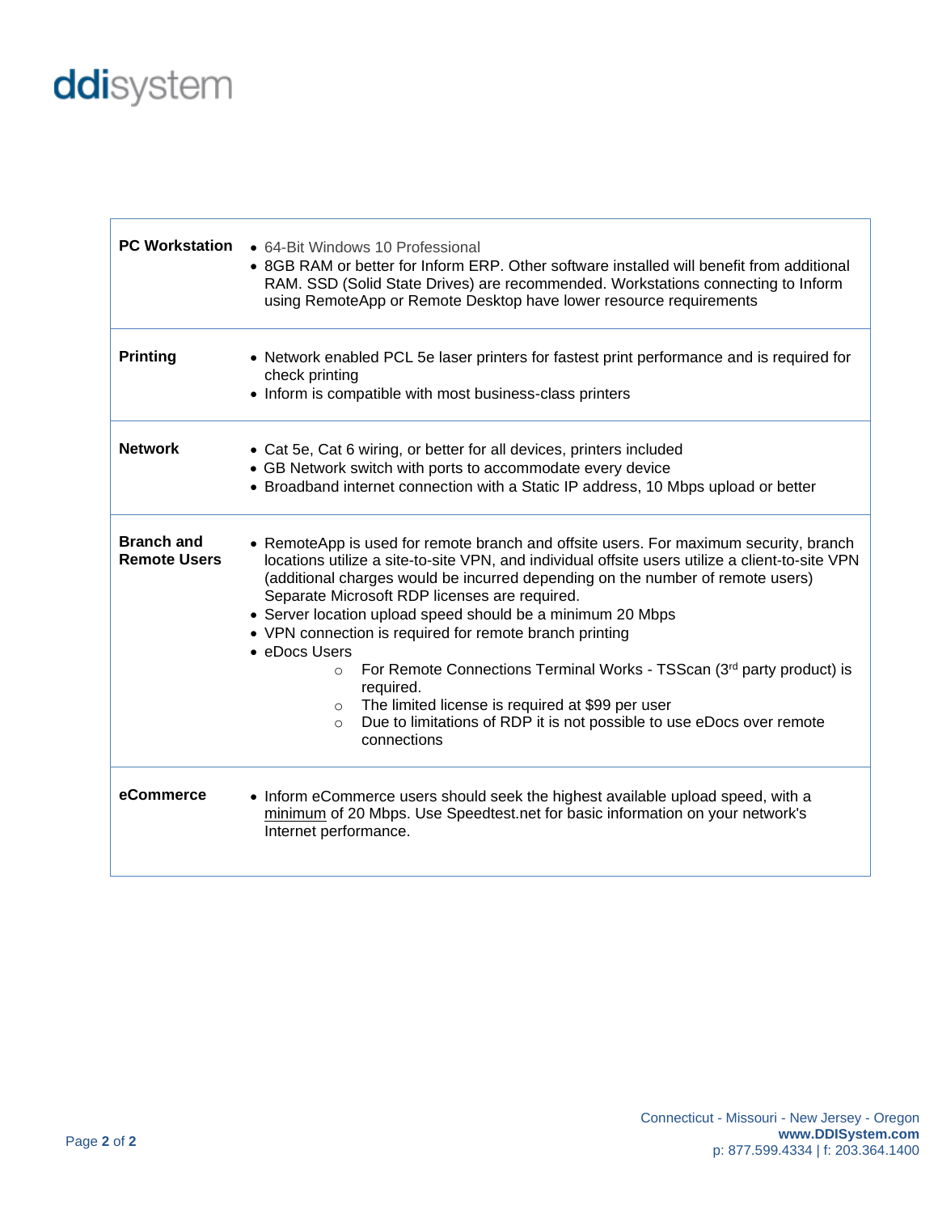ddisystem

| | |
|---|---|
| **PC Workstation** | • 64-Bit Windows 10 Professional<br>• 8GB RAM or better for Inform ERP. Other software installed will benefit from additional RAM. SSD (Solid State Drives) are recommended. Workstations connecting to Inform using RemoteApp or Remote Desktop have lower resource requirements |
| **Printing** | • Network enabled PCL 5e laser printers for fastest print performance and is required for check printing<br>• Inform is compatible with most business-class printers |
| **Network** | • Cat 5e, Cat 6 wiring, or better for all devices, printers included<br>• GB Network switch with ports to accommodate every device<br>• Broadband internet connection with a Static IP address, 10 Mbps upload or better |
| **Branch and Remote Users** | • RemoteApp is used for remote branch and offsite users. For maximum security, branch locations utilize a site-to-site VPN, and individual offsite users utilize a client-to-site VPN (additional charges would be incurred depending on the number of remote users) Separate Microsoft RDP licenses are required.<br>• Server location upload speed should be a minimum 20 Mbps<br>• VPN connection is required for remote branch printing<br>• eDocs Users<br>&nbsp;&nbsp;&nbsp;&nbsp;○ For Remote Connections Terminal Works - TSScan (3rd party product) is required.<br>&nbsp;&nbsp;&nbsp;&nbsp;○ The limited license is required at $99 per user<br>&nbsp;&nbsp;&nbsp;&nbsp;○ Due to limitations of RDP it is not possible to use eDocs over remote connections |
| **eCommerce** | • Inform eCommerce users should seek the highest available upload speed, with a minimum of 20 Mbps. Use Speedtest.net for basic information on your network's Internet performance. |

Connecticut - Missouri - New Jersey - Oregon
**www.DDISystem.com**
p: 877.599.4334 | f: 203.364.1400